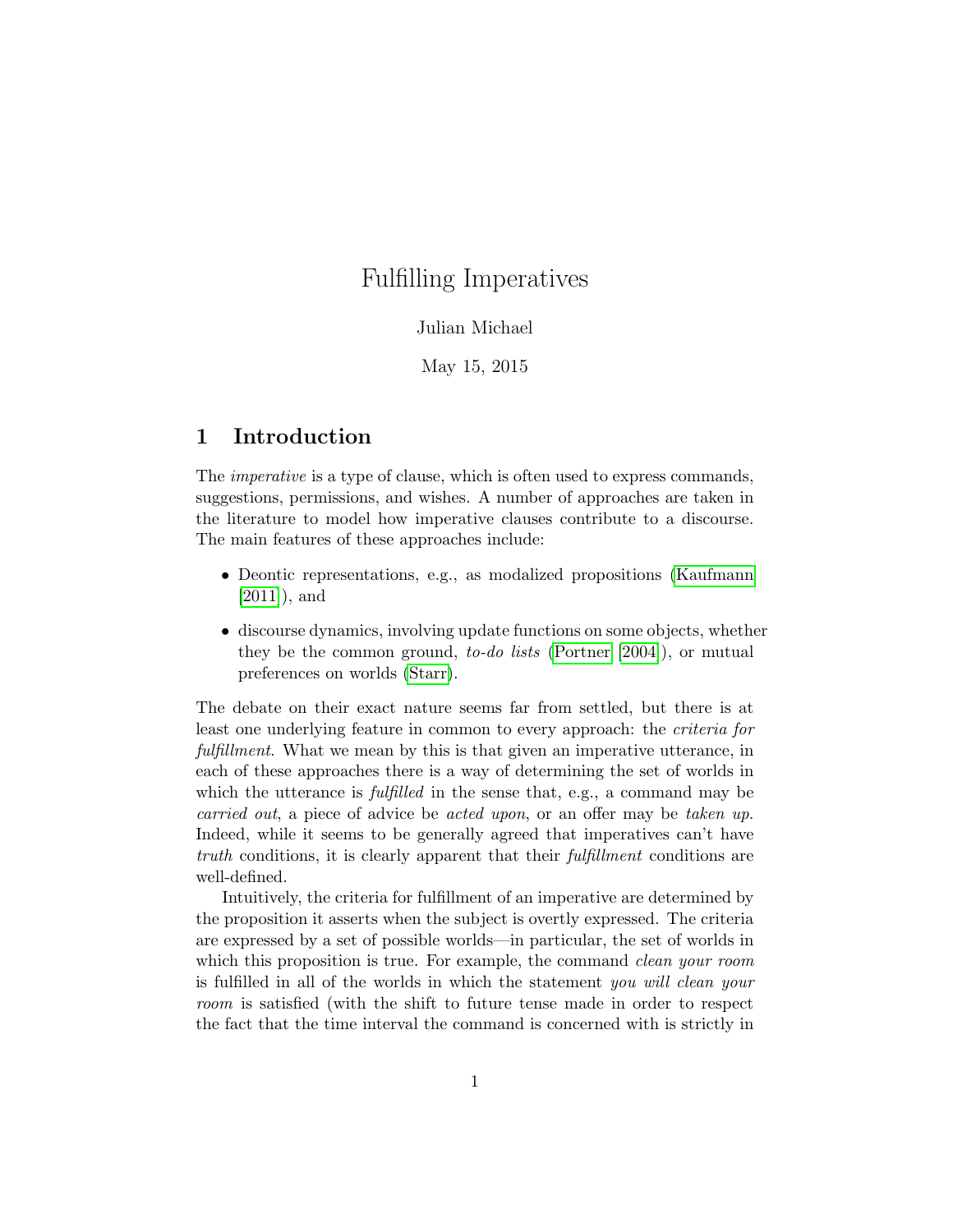# Fulfilling Imperatives

Julian Michael

May 15, 2015

## 1 Introduction

The *imperative* is a type of clause, which is often used to express commands, suggestions, permissions, and wishes. A number of approaches are taken in the literature to model how imperative clauses contribute to a discourse. The main features of these approaches include:

- Deontic representations, e.g., as modalized propositions (Kaufmann [2011]), and
- discourse dynamics, involving update functions on some objects, whether they be the common ground, *to-do lists* (Portner [2004]), or mutual preferences on worlds (Starr).

The debate on their exact nature seems far from settled, but there is at least one underlying feature in common to every approach: the *criteria for fulfillment*. What we mean by this is that given an imperative utterance, in each of these approaches there is a way of determining the set of worlds in which the utterance is *fulfilled* in the sense that, e.g., a command may be *carried out*, a piece of advice be *acted upon*, or an offer may be *taken up*. Indeed, while it seems to be generally agreed that imperatives can't have *truth* conditions, it is clearly apparent that their *fulfillment* conditions are well-defined.

Intuitively, the criteria for fulfillment of an imperative are determined by the proposition it asserts when the subject is overtly expressed. The criteria are expressed by a set of possible worlds—in particular, the set of worlds in which this proposition is true. For example, the command *clean your room* is fulfilled in all of the worlds in which the statement *you will clean your room* is satisfied (with the shift to future tense made in order to respect the fact that the time interval the command is concerned with is strictly in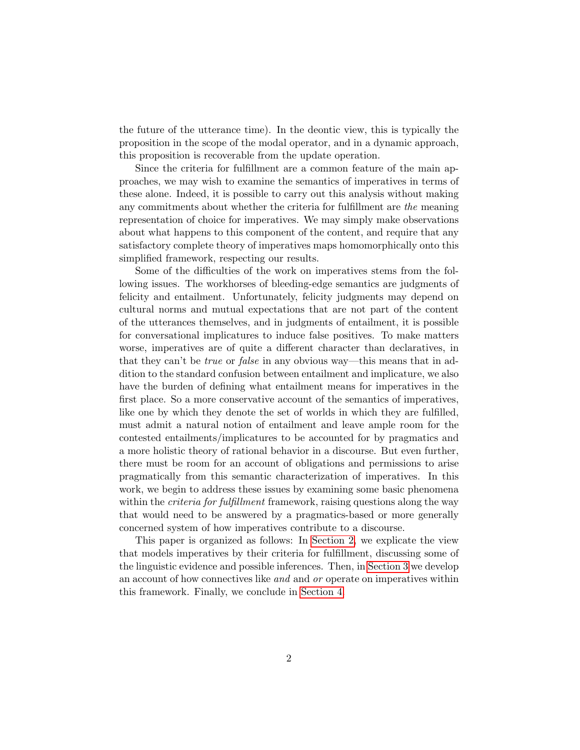the future of the utterance time). In the deontic view, this is typically the proposition in the scope of the modal operator, and in a dynamic approach, this proposition is recoverable from the update operation.

Since the criteria for fulfillment are a common feature of the main approaches, we may wish to examine the semantics of imperatives in terms of these alone. Indeed, it is possible to carry out this analysis without making any commitments about whether the criteria for fulfillment are *the* meaning representation of choice for imperatives. We may simply make observations about what happens to this component of the content, and require that any satisfactory complete theory of imperatives maps homomorphically onto this simplified framework, respecting our results.

Some of the difficulties of the work on imperatives stems from the following issues. The workhorses of bleeding-edge semantics are judgments of felicity and entailment. Unfortunately, felicity judgments may depend on cultural norms and mutual expectations that are not part of the content of the utterances themselves, and in judgments of entailment, it is possible for conversational implicatures to induce false positives. To make matters worse, imperatives are of quite a different character than declaratives, in that they can't be *true* or *false* in any obvious way—this means that in addition to the standard confusion between entailment and implicature, we also have the burden of defining what entailment means for imperatives in the first place. So a more conservative account of the semantics of imperatives, like one by which they denote the set of worlds in which they are fulfilled, must admit a natural notion of entailment and leave ample room for the contested entailments/implicatures to be accounted for by pragmatics and a more holistic theory of rational behavior in a discourse. But even further, there must be room for an account of obligations and permissions to arise pragmatically from this semantic characterization of imperatives. In this work, we begin to address these issues by examining some basic phenomena within the *criteria for fulfillment* framework, raising questions along the way that would need to be answered by a pragmatics-based or more generally concerned system of how imperatives contribute to a discourse.

This paper is organized as follows: In Section 2, we explicate the view that models imperatives by their criteria for fulfillment, discussing some of the linguistic evidence and possible inferences. Then, in Section 3 we develop an account of how connectives like *and* and *or* operate on imperatives within this framework. Finally, we conclude in Section 4.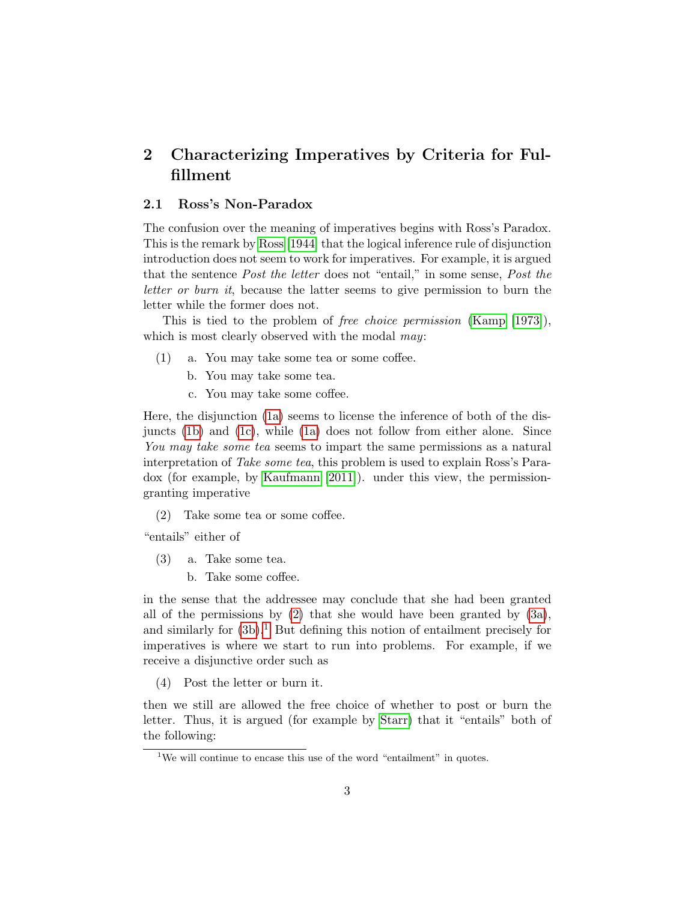## 2 Characterizing Imperatives by Criteria for Fulfillment

### 2.1 Ross's Non-Paradox

The confusion over the meaning of imperatives begins with Ross's Paradox. This is the remark by Ross [1944] that the logical inference rule of disjunction introduction does not seem to work for imperatives. For example, it is argued that the sentence *Post the letter* does not "entail," in some sense, *Post the letter or burn it*, because the latter seems to give permission to burn the letter while the former does not.

This is tied to the problem of *free choice permission* (Kamp [1973]), which is most clearly observed with the modal *may*:

(1) a. You may take some tea or some coffee.
    b. You may take some tea.
    c. You may take some coffee.

Here, the disjunction (1a) seems to license the inference of both of the disjuncts (1b) and (1c), while (1a) does not follow from either alone. Since *You may take some tea* seems to impart the same permissions as a natural interpretation of *Take some tea*, this problem is used to explain Ross's Paradox (for example, by Kaufmann [2011]). under this view, the permission-granting imperative

(2) Take some tea or some coffee.

"entails" either of

(3) a. Take some tea.
    b. Take some coffee.

in the sense that the addressee may conclude that she had been granted all of the permissions by (2) that she would have been granted by (3a), and similarly for (3b).[1] But defining this notion of entailment precisely for imperatives is where we start to run into problems. For example, if we receive a disjunctive order such as

(4) Post the letter or burn it.

then we still are allowed the free choice of whether to post or burn the letter. Thus, it is argued (for example by Starr) that it "entails" both of the following:

[1] We will continue to encase this use of the word "entailment" in quotes.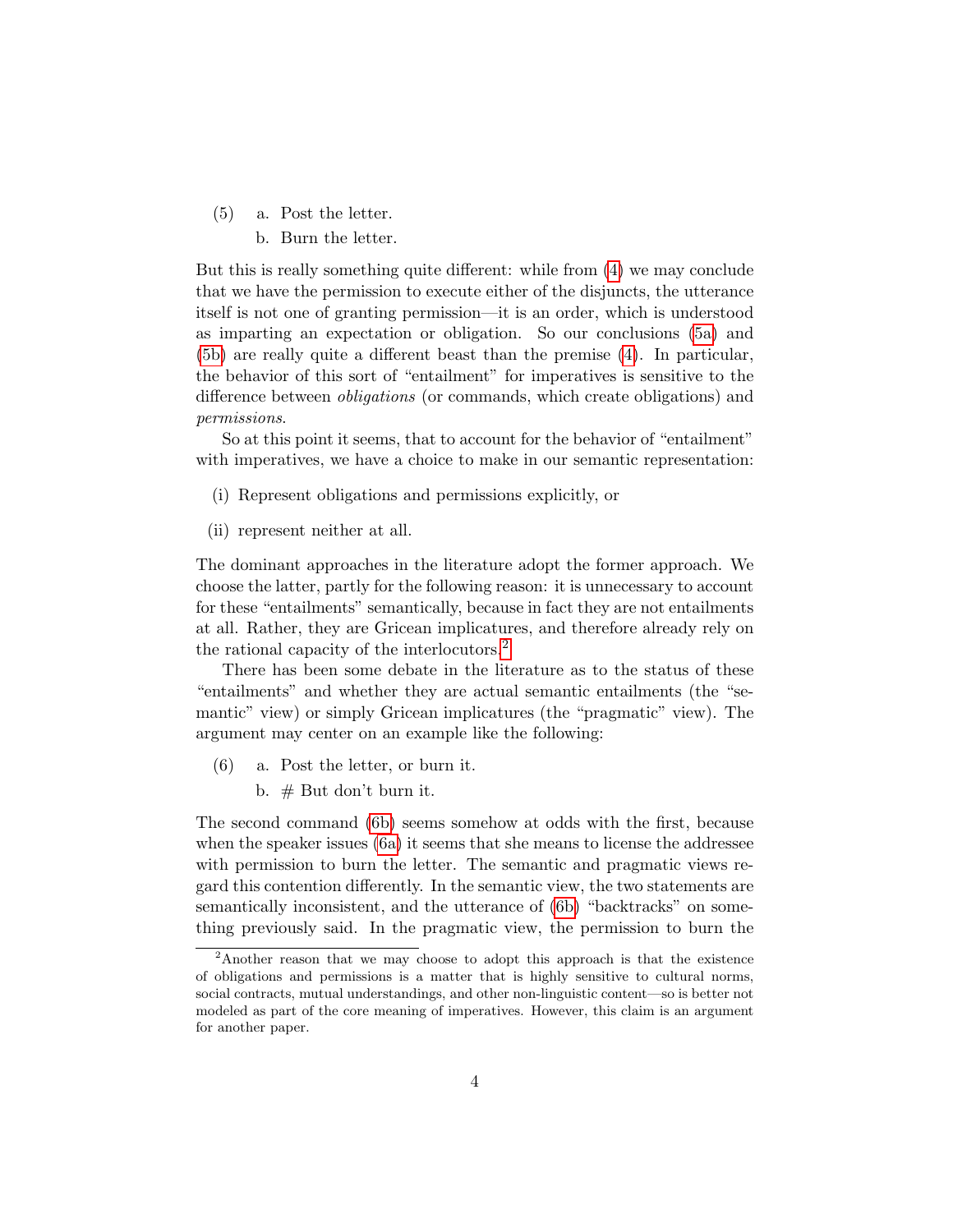(5) a. Post the letter.

 b. Burn the letter.

But this is really something quite different: while from (4) we may conclude that we have the permission to execute either of the disjuncts, the utterance itself is not one of granting permission—it is an order, which is understood as imparting an expectation or obligation. So our conclusions (5a) and (5b) are really quite a different beast than the premise (4). In particular, the behavior of this sort of "entailment" for imperatives is sensitive to the difference between *obligations* (or commands, which create obligations) and *permissions*.

So at this point it seems, that to account for the behavior of "entailment" with imperatives, we have a choice to make in our semantic representation:

(i) Represent obligations and permissions explicitly, or

(ii) represent neither at all.

The dominant approaches in the literature adopt the former approach. We choose the latter, partly for the following reason: it is unnecessary to account for these "entailments" semantically, because in fact they are not entailments at all. Rather, they are Gricean implicatures, and therefore already rely on the rational capacity of the interlocutors.[2]

There has been some debate in the literature as to the status of these "entailments" and whether they are actual semantic entailments (the "semantic" view) or simply Gricean implicatures (the "pragmatic" view). The argument may center on an example like the following:

(6) a. Post the letter, or burn it.

 b. # But don't burn it.

The second command (6b) seems somehow at odds with the first, because when the speaker issues (6a) it seems that she means to license the addressee with permission to burn the letter. The semantic and pragmatic views regard this contention differently. In the semantic view, the two statements are semantically inconsistent, and the utterance of (6b) "backtracks" on something previously said. In the pragmatic view, the permission to burn the

[2]Another reason that we may choose to adopt this approach is that the existence of obligations and permissions is a matter that is highly sensitive to cultural norms, social contracts, mutual understandings, and other non-linguistic content—so is better not modeled as part of the core meaning of imperatives. However, this claim is an argument for another paper.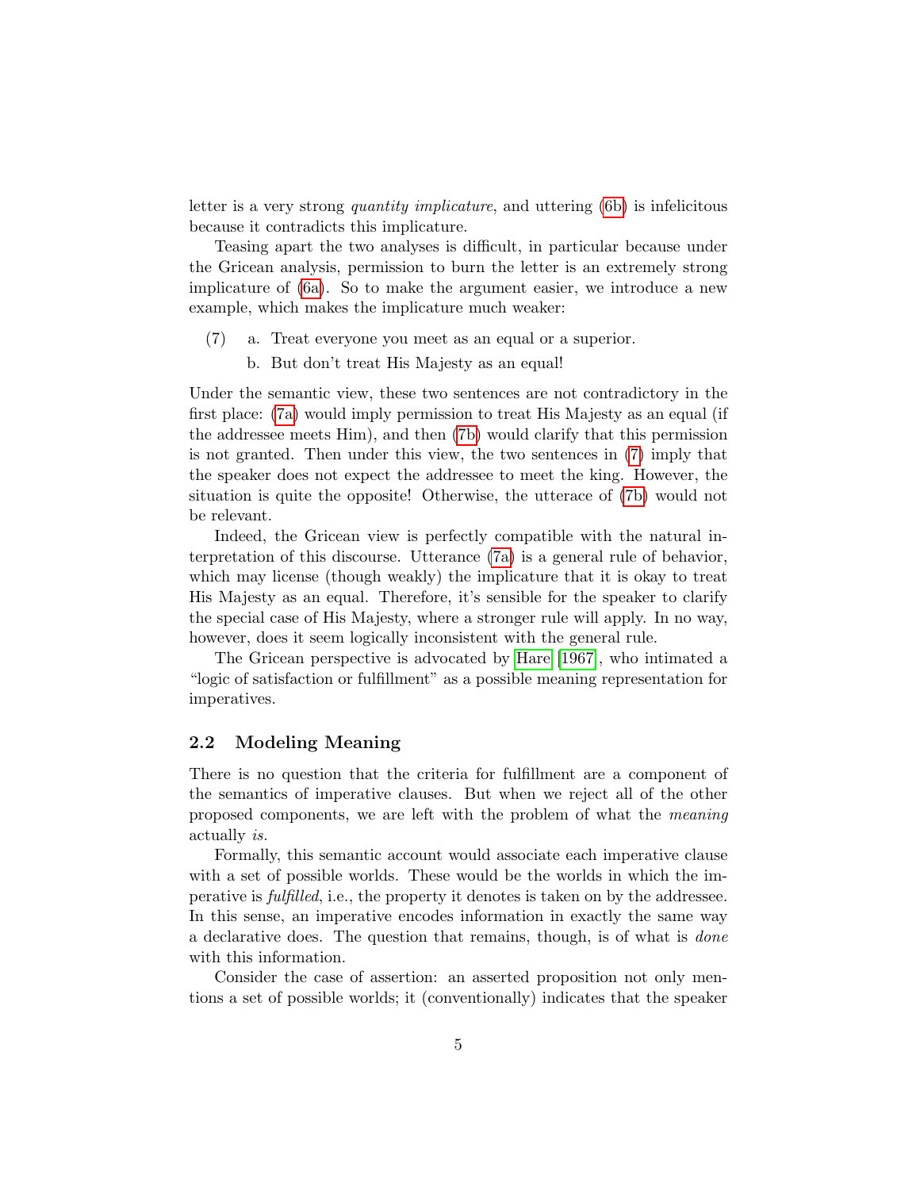letter is a very strong *quantity implicature*, and uttering (6b) is infelicitous because it contradicts this implicature.

Teasing apart the two analyses is difficult, in particular because under the Gricean analysis, permission to burn the letter is an extremely strong implicature of (6a). So to make the argument easier, we introduce a new example, which makes the implicature much weaker:

(7) a. Treat everyone you meet as an equal or a superior.

b. But don't treat His Majesty as an equal!

Under the semantic view, these two sentences are not contradictory in the first place: (7a) would imply permission to treat His Majesty as an equal (if the addressee meets Him), and then (7b) would clarify that this permission is not granted. Then under this view, the two sentences in (7) imply that the speaker does not expect the addressee to meet the king. However, the situation is quite the opposite! Otherwise, the utterace of (7b) would not be relevant.

Indeed, the Gricean view is perfectly compatible with the natural interpretation of this discourse. Utterance (7a) is a general rule of behavior, which may license (though weakly) the implicature that it is okay to treat His Majesty as an equal. Therefore, it's sensible for the speaker to clarify the special case of His Majesty, where a stronger rule will apply. In no way, however, does it seem logically inconsistent with the general rule.

The Gricean perspective is advocated by Hare [1967], who intimated a "logic of satisfaction or fulfillment" as a possible meaning representation for imperatives.

### 2.2 Modeling Meaning

There is no question that the criteria for fulfillment are a component of the semantics of imperative clauses. But when we reject all of the other proposed components, we are left with the problem of what the *meaning* actually *is*.

Formally, this semantic account would associate each imperative clause with a set of possible worlds. These would be the worlds in which the imperative is *fulfilled*, i.e., the property it denotes is taken on by the addressee. In this sense, an imperative encodes information in exactly the same way a declarative does. The question that remains, though, is of what is *done* with this information.

Consider the case of assertion: an asserted proposition not only mentions a set of possible worlds; it (conventionally) indicates that the speaker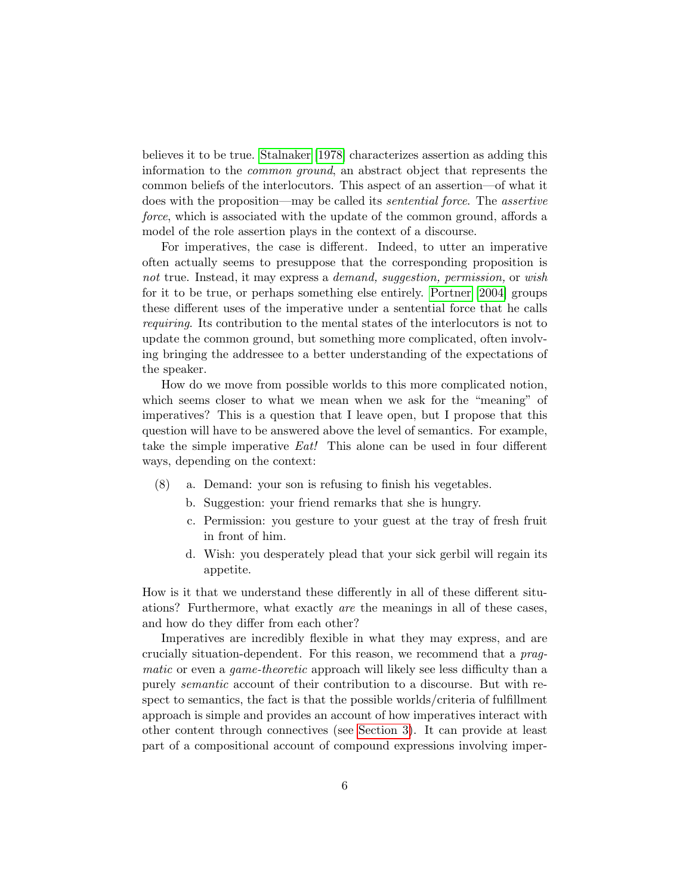believes it to be true. Stalnaker [1978] characterizes assertion as adding this information to the *common ground*, an abstract object that represents the common beliefs of the interlocutors. This aspect of an assertion—of what it does with the proposition—may be called its *sentential force*. The *assertive force*, which is associated with the update of the common ground, affords a model of the role assertion plays in the context of a discourse.

For imperatives, the case is different. Indeed, to utter an imperative often actually seems to presuppose that the corresponding proposition is *not* true. Instead, it may express a *demand, suggestion, permission,* or *wish* for it to be true, or perhaps something else entirely. Portner [2004] groups these different uses of the imperative under a sentential force that he calls *requiring*. Its contribution to the mental states of the interlocutors is not to update the common ground, but something more complicated, often involving bringing the addressee to a better understanding of the expectations of the speaker.

How do we move from possible worlds to this more complicated notion, which seems closer to what we mean when we ask for the "meaning" of imperatives? This is a question that I leave open, but I propose that this question will have to be answered above the level of semantics. For example, take the simple imperative *Eat!* This alone can be used in four different ways, depending on the context:

(8) a. Demand: your son is refusing to finish his vegetables.
   b. Suggestion: your friend remarks that she is hungry.
   c. Permission: you gesture to your guest at the tray of fresh fruit in front of him.
   d. Wish: you desperately plead that your sick gerbil will regain its appetite.

How is it that we understand these differently in all of these different situations? Furthermore, what exactly *are* the meanings in all of these cases, and how do they differ from each other?

Imperatives are incredibly flexible in what they may express, and are crucially situation-dependent. For this reason, we recommend that a *pragmatic* or even a *game-theoretic* approach will likely see less difficulty than a purely *semantic* account of their contribution to a discourse. But with respect to semantics, the fact is that the possible worlds/criteria of fulfillment approach is simple and provides an account of how imperatives interact with other content through connectives (see Section 3). It can provide at least part of a compositional account of compound expressions involving imper-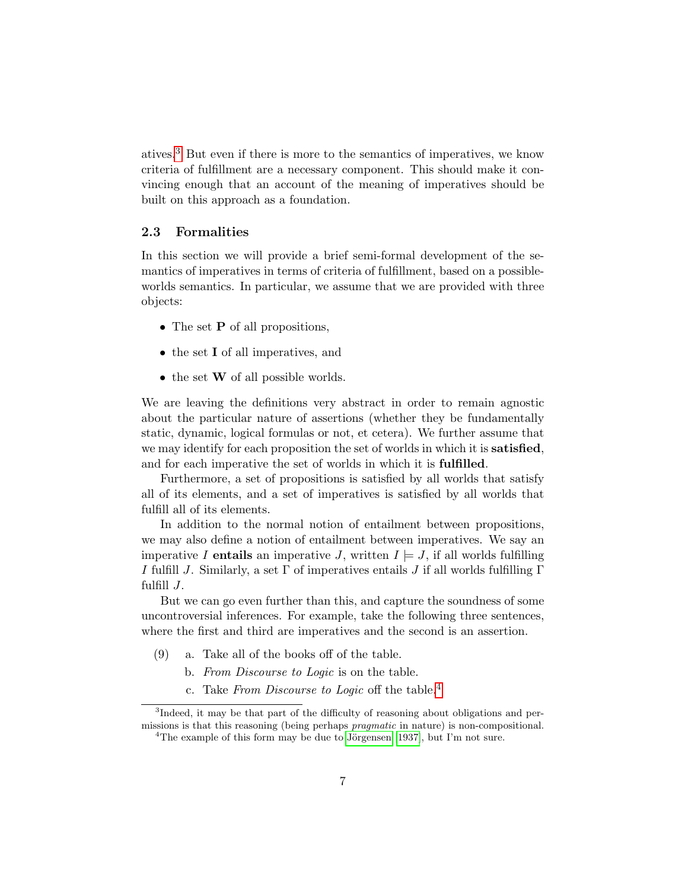atives.[3] But even if there is more to the semantics of imperatives, we know criteria of fulfillment are a necessary component. This should make it convincing enough that an account of the meaning of imperatives should be built on this approach as a foundation.

### 2.3 Formalities

In this section we will provide a brief semi-formal development of the semantics of imperatives in terms of criteria of fulfillment, based on a possible-worlds semantics. In particular, we assume that we are provided with three objects:

- The set **P** of all propositions,
- the set **I** of all imperatives, and
- the set **W** of all possible worlds.

We are leaving the definitions very abstract in order to remain agnostic about the particular nature of assertions (whether they be fundamentally static, dynamic, logical formulas or not, et cetera). We further assume that we may identify for each proposition the set of worlds in which it is **satisfied**, and for each imperative the set of worlds in which it is **fulfilled**.

Furthermore, a set of propositions is satisfied by all worlds that satisfy all of its elements, and a set of imperatives is satisfied by all worlds that fulfill all of its elements.

In addition to the normal notion of entailment between propositions, we may also define a notion of entailment between imperatives. We say an imperative $I$ **entails** an imperative $J$, written $I \models J$, if all worlds fulfilling $I$ fulfill $J$. Similarly, a set $\Gamma$ of imperatives entails $J$ if all worlds fulfilling $\Gamma$ fulfill $J$.

But we can go even further than this, and capture the soundness of some uncontroversial inferences. For example, take the following three sentences, where the first and third are imperatives and the second is an assertion.

(9) a. Take all of the books off of the table.
    b. *From Discourse to Logic* is on the table.
    c. Take *From Discourse to Logic* off the table.[4]

[3] Indeed, it may be that part of the difficulty of reasoning about obligations and permissions is that this reasoning (being perhaps *pragmatic* in nature) is non-compositional.

[4] The example of this form may be due to Jörgensen [1937], but I'm not sure.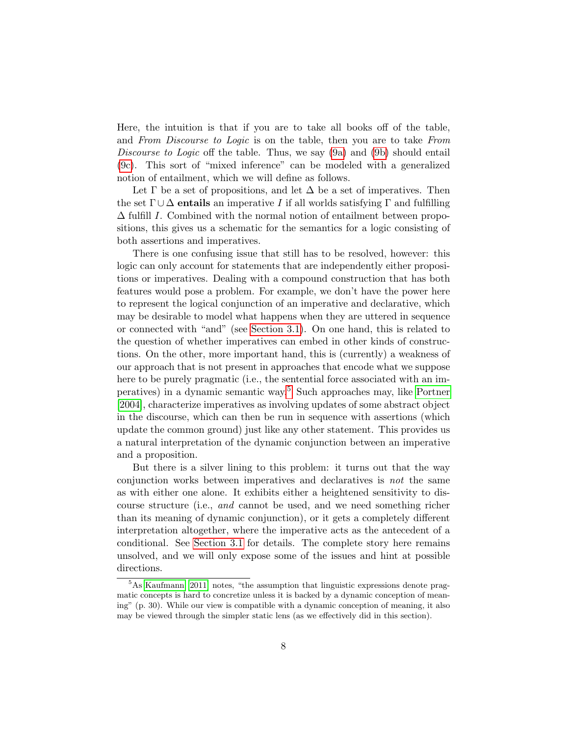Here, the intuition is that if you are to take all books off of the table, and *From Discourse to Logic* is on the table, then you are to take *From Discourse to Logic* off the table. Thus, we say (9a) and (9b) should entail (9c). This sort of "mixed inference" can be modeled with a generalized notion of entailment, which we will define as follows.

Let $\Gamma$ be a set of propositions, and let $\Delta$ be a set of imperatives. Then the set $\Gamma \cup \Delta$ **entails** an imperative $I$ if all worlds satisfying $\Gamma$ and fulfilling $\Delta$ fulfill $I$. Combined with the normal notion of entailment between propositions, this gives us a schematic for the semantics for a logic consisting of both assertions and imperatives.

There is one confusing issue that still has to be resolved, however: this logic can only account for statements that are independently either propositions or imperatives. Dealing with a compound construction that has both features would pose a problem. For example, we don't have the power here to represent the logical conjunction of an imperative and declarative, which may be desirable to model what happens when they are uttered in sequence or connected with "and" (see Section 3.1). On one hand, this is related to the question of whether imperatives can embed in other kinds of constructions. On the other, more important hand, this is (currently) a weakness of our approach that is not present in approaches that encode what we suppose here to be purely pragmatic (i.e., the sentential force associated with an imperatives) in a dynamic semantic way.[5] Such approaches may, like Portner [2004], characterize imperatives as involving updates of some abstract object in the discourse, which can then be run in sequence with assertions (which update the common ground) just like any other statement. This provides us a natural interpretation of the dynamic conjunction between an imperative and a proposition.

But there is a silver lining to this problem: it turns out that the way conjunction works between imperatives and declaratives is *not* the same as with either one alone. It exhibits either a heightened sensitivity to discourse structure (i.e., *and* cannot be used, and we need something richer than its meaning of dynamic conjunction), or it gets a completely different interpretation altogether, where the imperative acts as the antecedent of a conditional. See Section 3.1 for details. The complete story here remains unsolved, and we will only expose some of the issues and hint at possible directions.

[5] As Kaufmann [2011] notes, "the assumption that linguistic expressions denote pragmatic concepts is hard to concretize unless it is backed by a dynamic conception of meaning" (p. 30). While our view is compatible with a dynamic conception of meaning, it also may be viewed through the simpler static lens (as we effectively did in this section).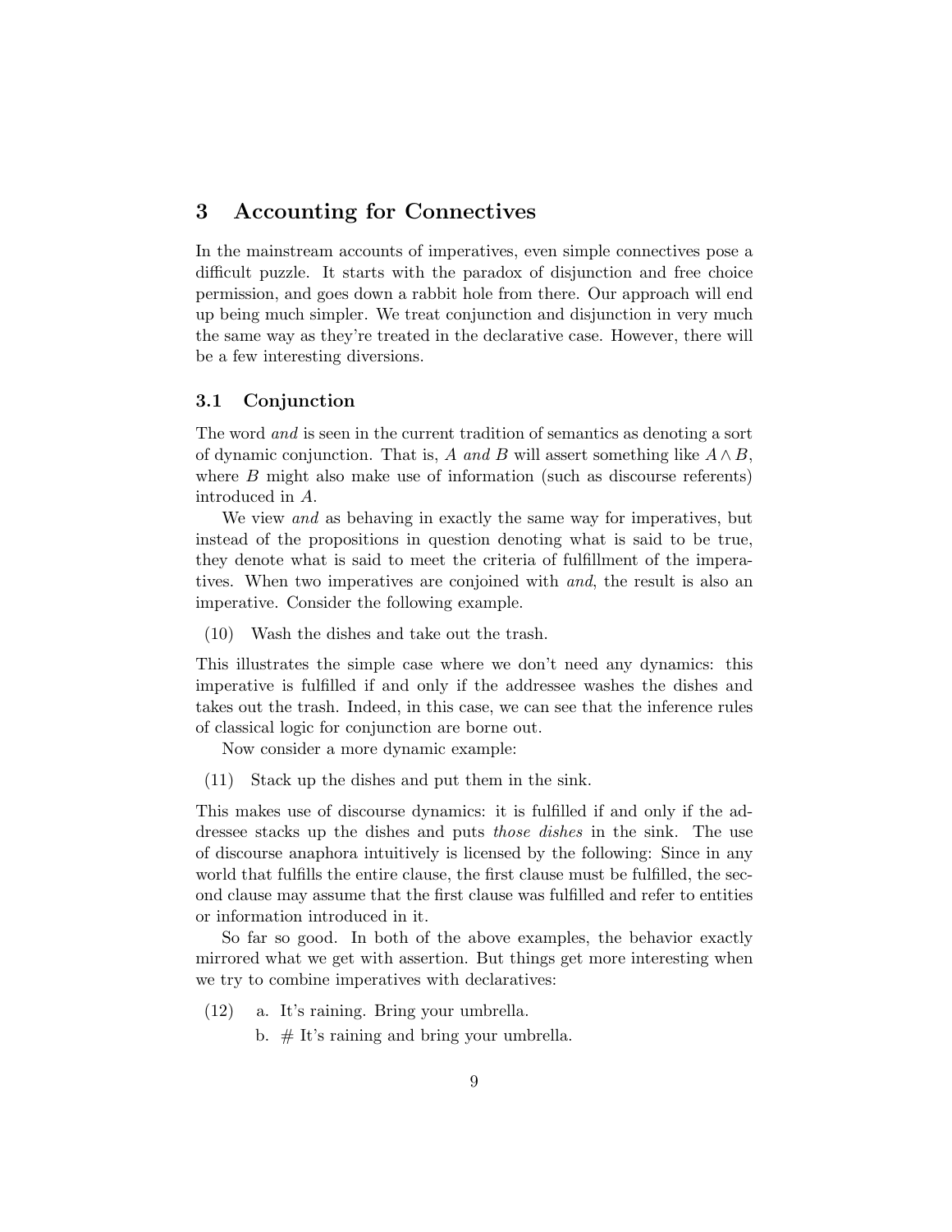## 3 Accounting for Connectives

In the mainstream accounts of imperatives, even simple connectives pose a difficult puzzle. It starts with the paradox of disjunction and free choice permission, and goes down a rabbit hole from there. Our approach will end up being much simpler. We treat conjunction and disjunction in very much the same way as they're treated in the declarative case. However, there will be a few interesting diversions.

### 3.1 Conjunction

The word *and* is seen in the current tradition of semantics as denoting a sort of dynamic conjunction. That is, *A and B* will assert something like $A \wedge B$, where $B$ might also make use of information (such as discourse referents) introduced in $A$.

We view *and* as behaving in exactly the same way for imperatives, but instead of the propositions in question denoting what is said to be true, they denote what is said to meet the criteria of fulfillment of the imperatives. When two imperatives are conjoined with *and*, the result is also an imperative. Consider the following example.

(10) Wash the dishes and take out the trash.

This illustrates the simple case where we don't need any dynamics: this imperative is fulfilled if and only if the addressee washes the dishes and takes out the trash. Indeed, in this case, we can see that the inference rules of classical logic for conjunction are borne out.

Now consider a more dynamic example:

(11) Stack up the dishes and put them in the sink.

This makes use of discourse dynamics: it is fulfilled if and only if the addressee stacks up the dishes and puts *those dishes* in the sink. The use of discourse anaphora intuitively is licensed by the following: Since in any world that fulfills the entire clause, the first clause must be fulfilled, the second clause may assume that the first clause was fulfilled and refer to entities or information introduced in it.

So far so good. In both of the above examples, the behavior exactly mirrored what we get with assertion. But things get more interesting when we try to combine imperatives with declaratives:

(12) a. It's raining. Bring your umbrella.

b. # It's raining and bring your umbrella.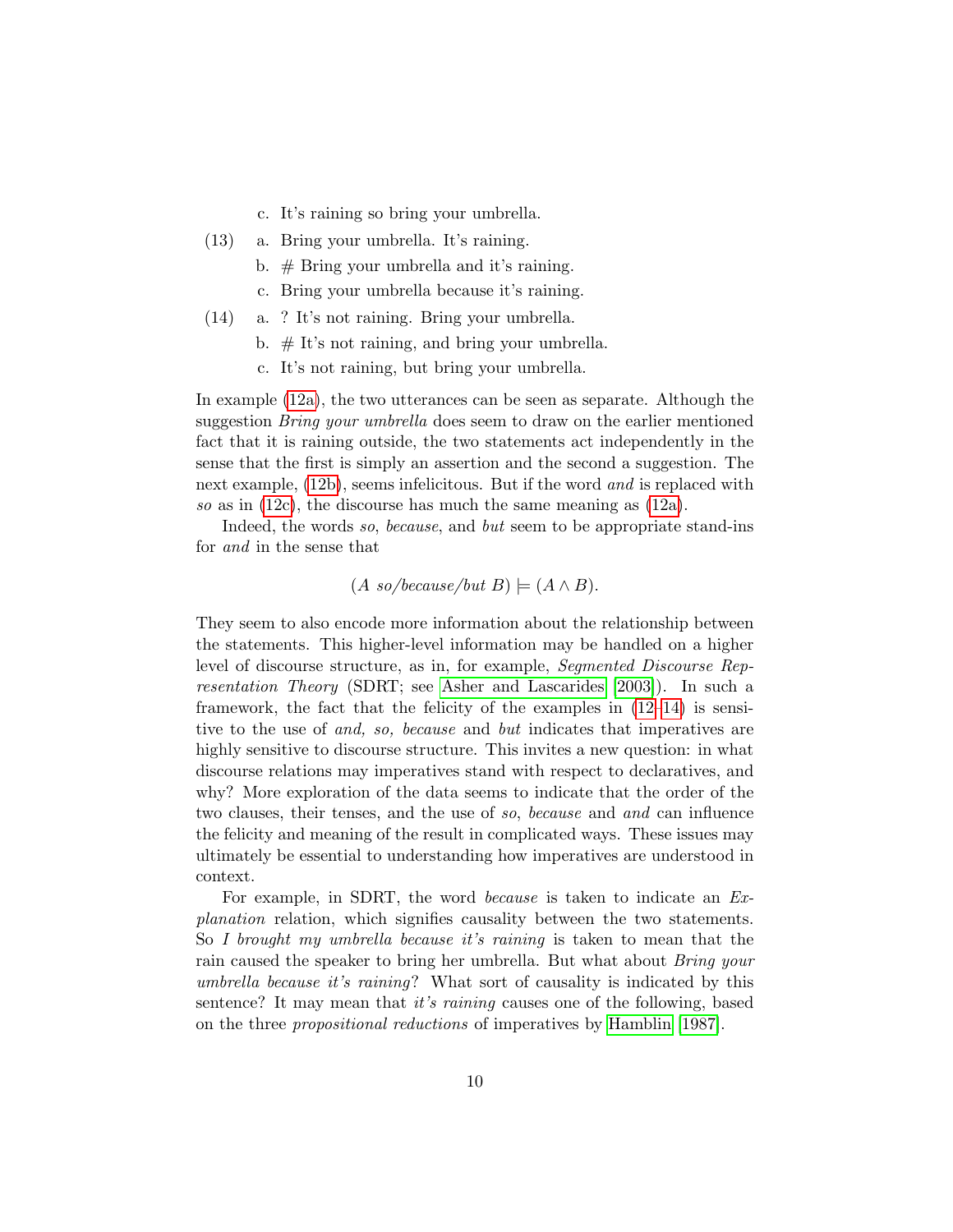c. It's raining so bring your umbrella.

(13) a. Bring your umbrella. It's raining.

b. # Bring your umbrella and it's raining.

c. Bring your umbrella because it's raining.

(14) a. ? It's not raining. Bring your umbrella.

b. # It's not raining, and bring your umbrella.

c. It's not raining, but bring your umbrella.

In example (12a), the two utterances can be seen as separate. Although the suggestion *Bring your umbrella* does seem to draw on the earlier mentioned fact that it is raining outside, the two statements act independently in the sense that the first is simply an assertion and the second a suggestion. The next example, (12b), seems infelicitous. But if the word *and* is replaced with *so* as in (12c), the discourse has much the same meaning as (12a).

Indeed, the words *so*, *because*, and *but* seem to be appropriate stand-ins for *and* in the sense that

$$(A \textit{ so/because/but } B) \models (A \wedge B).$$

They seem to also encode more information about the relationship between the statements. This higher-level information may be handled on a higher level of discourse structure, as in, for example, *Segmented Discourse Representation Theory* (SDRT; see Asher and Lascarides [2003]). In such a framework, the fact that the felicity of the examples in (12–14) is sensitive to the use of *and, so, because* and *but* indicates that imperatives are highly sensitive to discourse structure. This invites a new question: in what discourse relations may imperatives stand with respect to declaratives, and why? More exploration of the data seems to indicate that the order of the two clauses, their tenses, and the use of *so*, *because* and *and* can influence the felicity and meaning of the result in complicated ways. These issues may ultimately be essential to understanding how imperatives are understood in context.

For example, in SDRT, the word *because* is taken to indicate an *Explanation* relation, which signifies causality between the two statements. So *I brought my umbrella because it's raining* is taken to mean that the rain caused the speaker to bring her umbrella. But what about *Bring your umbrella because it's raining*? What sort of causality is indicated by this sentence? It may mean that *it's raining* causes one of the following, based on the three *propositional reductions* of imperatives by Hamblin [1987].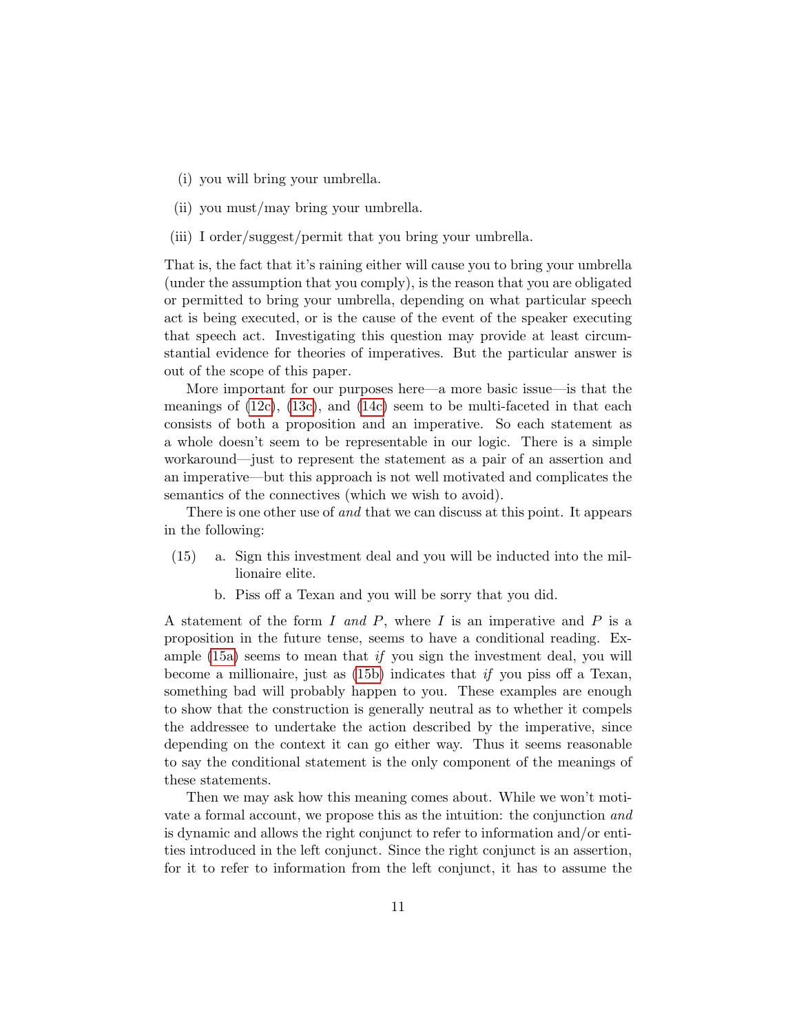(i) you will bring your umbrella.

(ii) you must/may bring your umbrella.

(iii) I order/suggest/permit that you bring your umbrella.

That is, the fact that it's raining either will cause you to bring your umbrella (under the assumption that you comply), is the reason that you are obligated or permitted to bring your umbrella, depending on what particular speech act is being executed, or is the cause of the event of the speaker executing that speech act. Investigating this question may provide at least circumstantial evidence for theories of imperatives. But the particular answer is out of the scope of this paper.

More important for our purposes here—a more basic issue—is that the meanings of (12c), (13c), and (14c) seem to be multi-faceted in that each consists of both a proposition and an imperative. So each statement as a whole doesn't seem to be representable in our logic. There is a simple workaround—just to represent the statement as a pair of an assertion and an imperative—but this approach is not well motivated and complicates the semantics of the connectives (which we wish to avoid).

There is one other use of *and* that we can discuss at this point. It appears in the following:

(15) a. Sign this investment deal and you will be inducted into the millionaire elite.

b. Piss off a Texan and you will be sorry that you did.

A statement of the form $I$ *and* $P$, where $I$ is an imperative and $P$ is a proposition in the future tense, seems to have a conditional reading. Example (15a) seems to mean that *if* you sign the investment deal, you will become a millionaire, just as (15b) indicates that *if* you piss off a Texan, something bad will probably happen to you. These examples are enough to show that the construction is generally neutral as to whether it compels the addressee to undertake the action described by the imperative, since depending on the context it can go either way. Thus it seems reasonable to say the conditional statement is the only component of the meanings of these statements.

Then we may ask how this meaning comes about. While we won't motivate a formal account, we propose this as the intuition: the conjunction *and* is dynamic and allows the right conjunct to refer to information and/or entities introduced in the left conjunct. Since the right conjunct is an assertion, for it to refer to information from the left conjunct, it has to assume the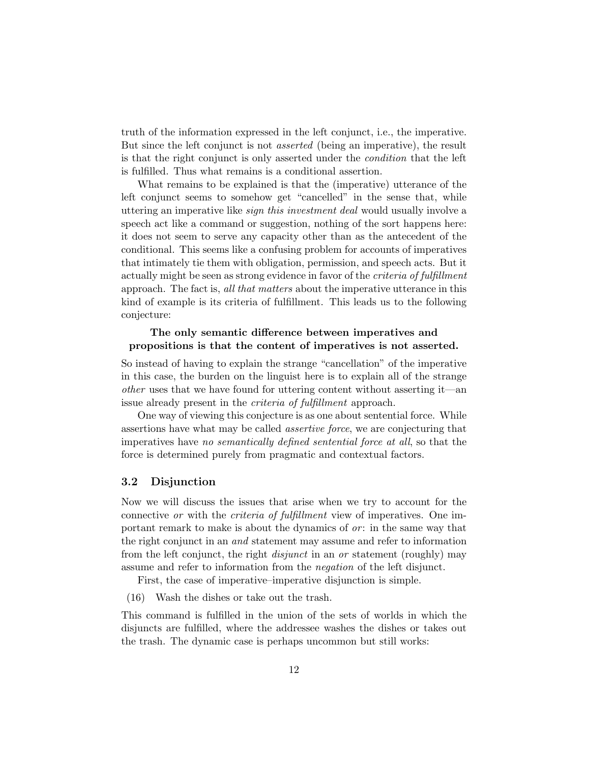truth of the information expressed in the left conjunct, i.e., the imperative. But since the left conjunct is not *asserted* (being an imperative), the result is that the right conjunct is only asserted under the *condition* that the left is fulfilled. Thus what remains is a conditional assertion.

What remains to be explained is that the (imperative) utterance of the left conjunct seems to somehow get "cancelled" in the sense that, while uttering an imperative like *sign this investment deal* would usually involve a speech act like a command or suggestion, nothing of the sort happens here: it does not seem to serve any capacity other than as the antecedent of the conditional. This seems like a confusing problem for accounts of imperatives that intimately tie them with obligation, permission, and speech acts. But it actually might be seen as strong evidence in favor of the *criteria of fulfillment* approach. The fact is, *all that matters* about the imperative utterance in this kind of example is its criteria of fulfillment. This leads us to the following conjecture:

**The only semantic difference between imperatives and propositions is that the content of imperatives is not asserted.**

So instead of having to explain the strange "cancellation" of the imperative in this case, the burden on the linguist here is to explain all of the strange *other* uses that we have found for uttering content without asserting it—an issue already present in the *criteria of fulfillment* approach.

One way of viewing this conjecture is as one about sentential force. While assertions have what may be called *assertive force*, we are conjecturing that imperatives have *no semantically defined sentential force at all*, so that the force is determined purely from pragmatic and contextual factors.

### 3.2 Disjunction

Now we will discuss the issues that arise when we try to account for the connective *or* with the *criteria of fulfillment* view of imperatives. One important remark to make is about the dynamics of *or*: in the same way that the right conjunct in an *and* statement may assume and refer to information from the left conjunct, the right *disjunct* in an *or* statement (roughly) may assume and refer to information from the *negation* of the left disjunct.

First, the case of imperative–imperative disjunction is simple.

(16) Wash the dishes or take out the trash.

This command is fulfilled in the union of the sets of worlds in which the disjuncts are fulfilled, where the addressee washes the dishes or takes out the trash. The dynamic case is perhaps uncommon but still works: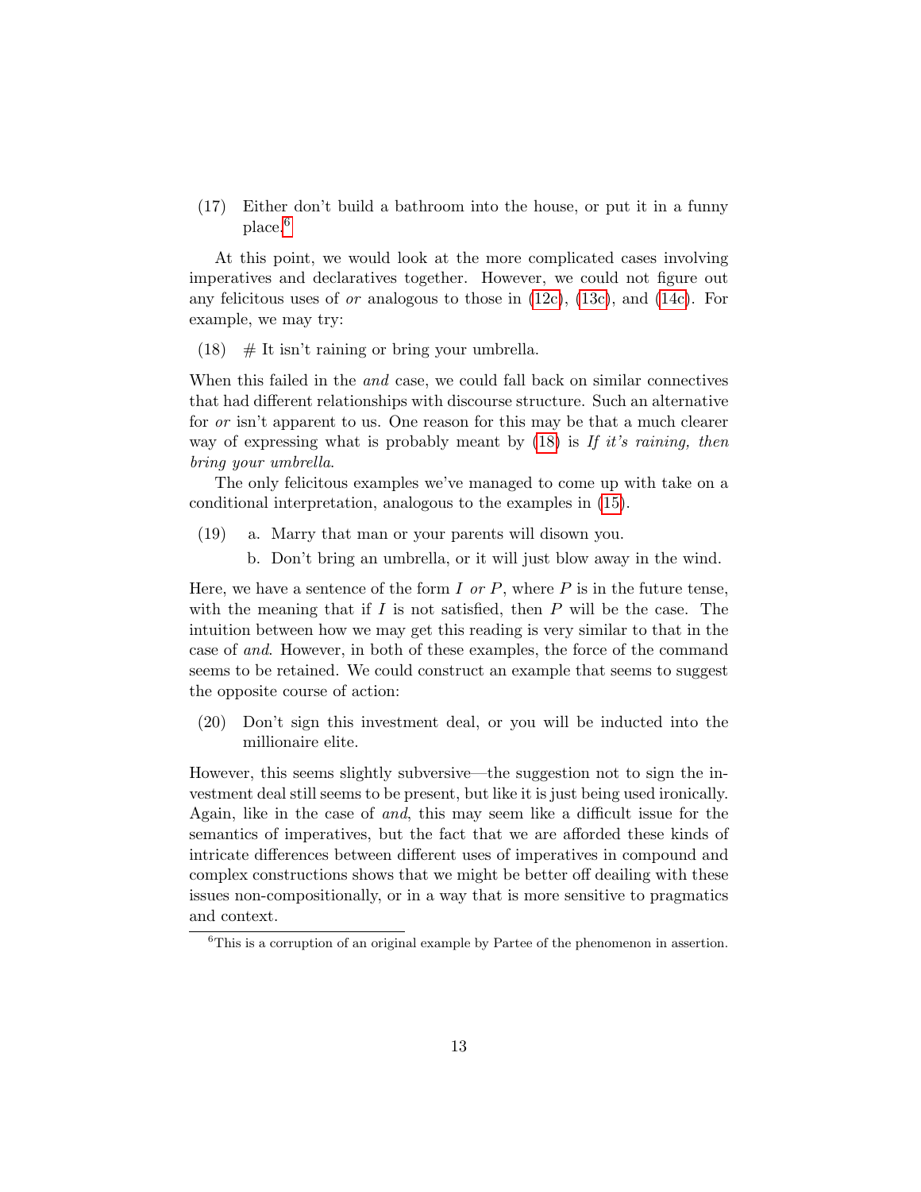(17) Either don't build a bathroom into the house, or put it in a funny place.[6]

At this point, we would look at the more complicated cases involving imperatives and declaratives together. However, we could not figure out any felicitous uses of *or* analogous to those in (12c), (13c), and (14c). For example, we may try:

(18) # It isn't raining or bring your umbrella.

When this failed in the *and* case, we could fall back on similar connectives that had different relationships with discourse structure. Such an alternative for *or* isn't apparent to us. One reason for this may be that a much clearer way of expressing what is probably meant by (18) is *If it's raining, then bring your umbrella*.

The only felicitous examples we've managed to come up with take on a conditional interpretation, analogous to the examples in (15).

(19) a. Marry that man or your parents will disown you.

b. Don't bring an umbrella, or it will just blow away in the wind.

Here, we have a sentence of the form $I$ *or* $P$, where $P$ is in the future tense, with the meaning that if $I$ is not satisfied, then $P$ will be the case. The intuition between how we may get this reading is very similar to that in the case of *and*. However, in both of these examples, the force of the command seems to be retained. We could construct an example that seems to suggest the opposite course of action:

(20) Don't sign this investment deal, or you will be inducted into the millionaire elite.

However, this seems slightly subversive—the suggestion not to sign the investment deal still seems to be present, but like it is just being used ironically. Again, like in the case of *and*, this may seem like a difficult issue for the semantics of imperatives, but the fact that we are afforded these kinds of intricate differences between different uses of imperatives in compound and complex constructions shows that we might be better off deailing with these issues non-compositionally, or in a way that is more sensitive to pragmatics and context.

[6] This is a corruption of an original example by Partee of the phenomenon in assertion.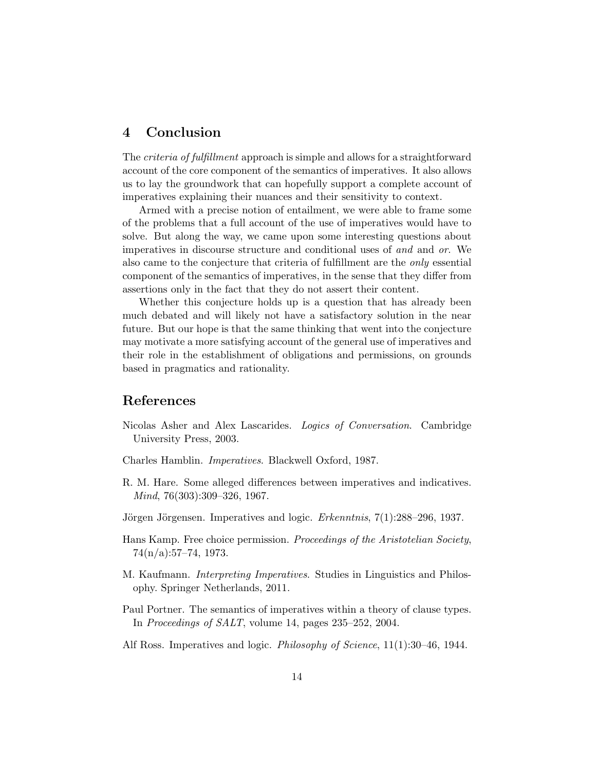## 4 Conclusion

The *criteria of fulfillment* approach is simple and allows for a straightforward account of the core component of the semantics of imperatives. It also allows us to lay the groundwork that can hopefully support a complete account of imperatives explaining their nuances and their sensitivity to context.

Armed with a precise notion of entailment, we were able to frame some of the problems that a full account of the use of imperatives would have to solve. But along the way, we came upon some interesting questions about imperatives in discourse structure and conditional uses of *and* and *or*. We also came to the conjecture that criteria of fulfillment are the *only* essential component of the semantics of imperatives, in the sense that they differ from assertions only in the fact that they do not assert their content.

Whether this conjecture holds up is a question that has already been much debated and will likely not have a satisfactory solution in the near future. But our hope is that the same thinking that went into the conjecture may motivate a more satisfying account of the general use of imperatives and their role in the establishment of obligations and permissions, on grounds based in pragmatics and rationality.

## References

Nicolas Asher and Alex Lascarides. *Logics of Conversation*. Cambridge University Press, 2003.

Charles Hamblin. *Imperatives*. Blackwell Oxford, 1987.

R. M. Hare. Some alleged differences between imperatives and indicatives. *Mind*, 76(303):309–326, 1967.

Jörgen Jörgensen. Imperatives and logic. *Erkenntnis*, 7(1):288–296, 1937.

Hans Kamp. Free choice permission. *Proceedings of the Aristotelian Society*, 74(n/a):57–74, 1973.

M. Kaufmann. *Interpreting Imperatives*. Studies in Linguistics and Philosophy. Springer Netherlands, 2011.

Paul Portner. The semantics of imperatives within a theory of clause types. In *Proceedings of SALT*, volume 14, pages 235–252, 2004.

Alf Ross. Imperatives and logic. *Philosophy of Science*, 11(1):30–46, 1944.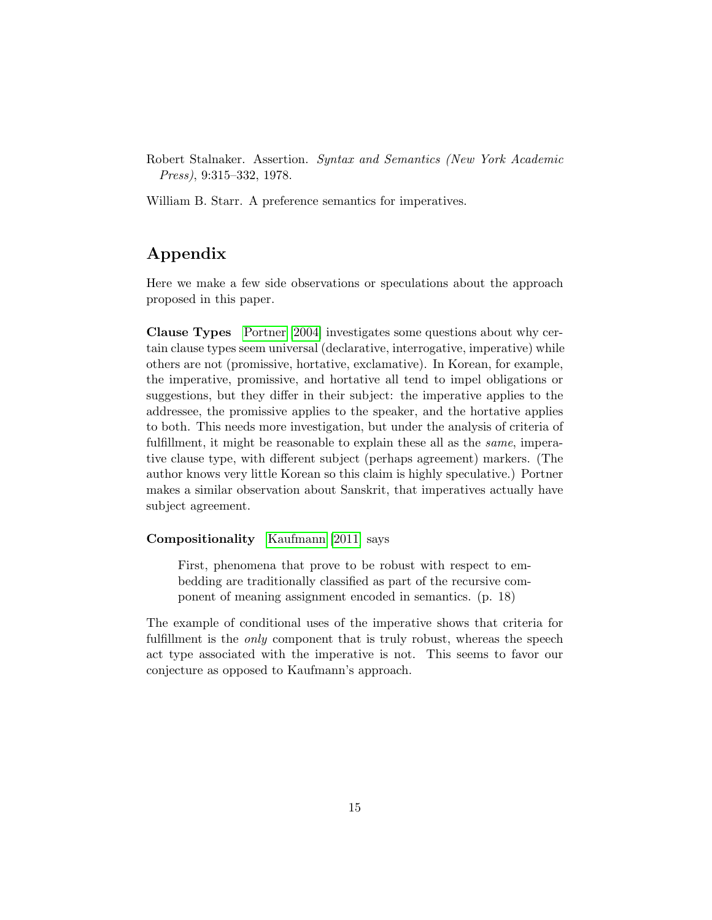Robert Stalnaker. Assertion. *Syntax and Semantics (New York Academic Press)*, 9:315–332, 1978.

William B. Starr. A preference semantics for imperatives.

## Appendix

Here we make a few side observations or speculations about the approach proposed in this paper.

**Clause Types** Portner [2004] investigates some questions about why certain clause types seem universal (declarative, interrogative, imperative) while others are not (promissive, hortative, exclamative). In Korean, for example, the imperative, promissive, and hortative all tend to impel obligations or suggestions, but they differ in their subject: the imperative applies to the addressee, the promissive applies to the speaker, and the hortative applies to both. This needs more investigation, but under the analysis of criteria of fulfillment, it might be reasonable to explain these all as the *same*, imperative clause type, with different subject (perhaps agreement) markers. (The author knows very little Korean so this claim is highly speculative.) Portner makes a similar observation about Sanskrit, that imperatives actually have subject agreement.

**Compositionality** Kaufmann [2011] says

> First, phenomena that prove to be robust with respect to embedding are traditionally classified as part of the recursive component of meaning assignment encoded in semantics. (p. 18)

The example of conditional uses of the imperative shows that criteria for fulfillment is the *only* component that is truly robust, whereas the speech act type associated with the imperative is not. This seems to favor our conjecture as opposed to Kaufmann's approach.